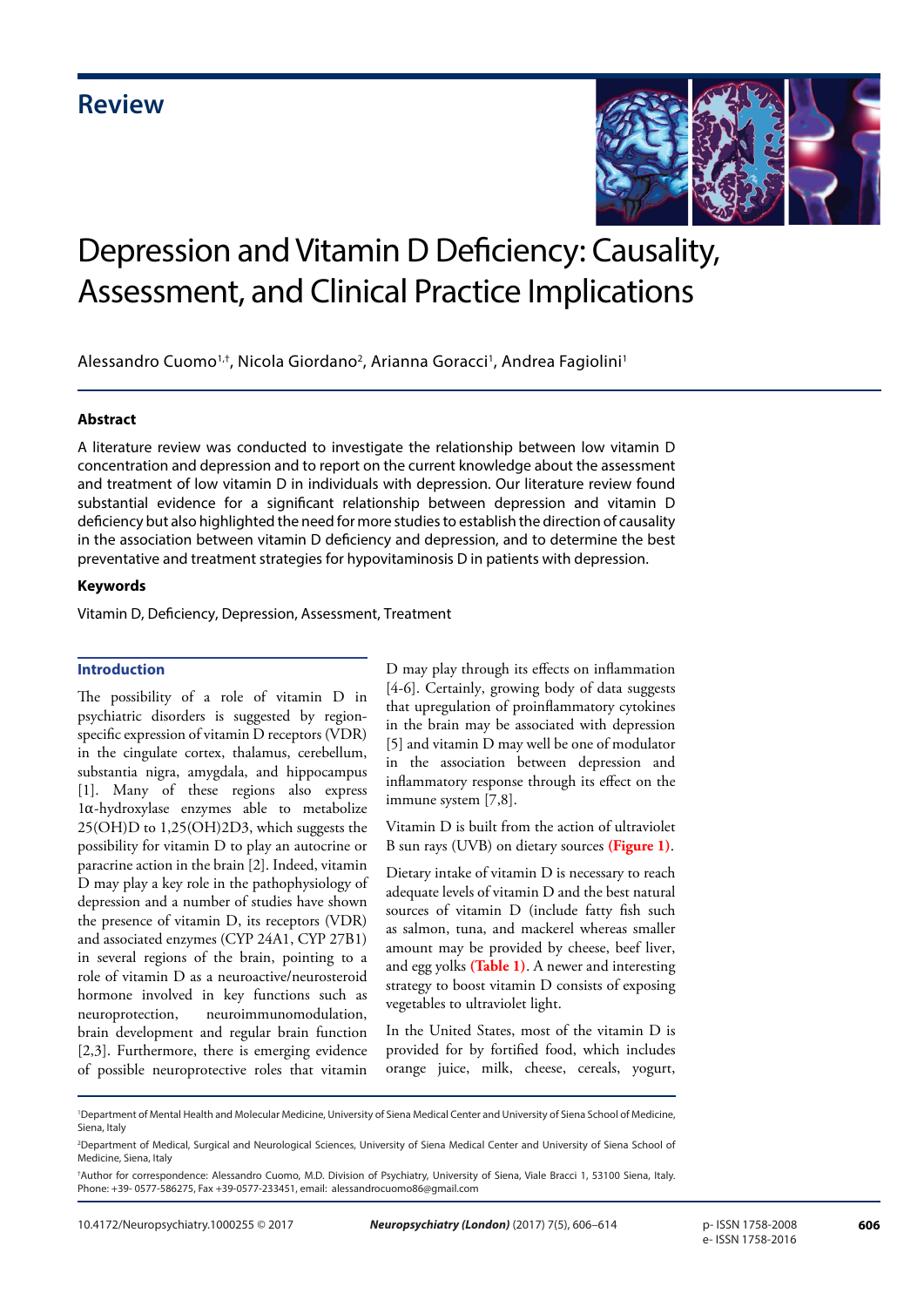**Review**

# Depression and Vitamin D Deficiency: Causality, Assessment, and Clinical Practice Implications

Alessandro Cuomo[1,†], Nicola Giordano[2], Arianna Goracci[1], Andrea Fagiolini[1]

### Abstract

A literature review was conducted to investigate the relationship between low vitamin D concentration and depression and to report on the current knowledge about the assessment and treatment of low vitamin D in individuals with depression. Our literature review found substantial evidence for a significant relationship between depression and vitamin D deficiency but also highlighted the need for more studies to establish the direction of causality in the association between vitamin D deficiency and depression, and to determine the best preventative and treatment strategies for hypovitaminosis D in patients with depression.

### Keywords

Vitamin D, Deficiency, Depression, Assessment, Treatment

## Introduction

The possibility of a role of vitamin D in psychiatric disorders is suggested by region-specific expression of vitamin D receptors (VDR) in the cingulate cortex, thalamus, cerebellum, substantia nigra, amygdala, and hippocampus [1]. Many of these regions also express 1α-hydroxylase enzymes able to metabolize 25(OH)D to 1,25(OH)2D3, which suggests the possibility for vitamin D to play an autocrine or paracrine action in the brain [2]. Indeed, vitamin D may play a key role in the pathophysiology of depression and a number of studies have shown the presence of vitamin D, its receptors (VDR) and associated enzymes (CYP 24A1, CYP 27B1) in several regions of the brain, pointing to a role of vitamin D as a neuroactive/neurosteroid hormone involved in key functions such as neuroprotection, neuroimmunomodulation, brain development and regular brain function [2,3]. Furthermore, there is emerging evidence of possible neuroprotective roles that vitamin D may play through its effects on inflammation [4-6]. Certainly, growing body of data suggests that upregulation of proinflammatory cytokines in the brain may be associated with depression [5] and vitamin D may well be one of modulator in the association between depression and inflammatory response through its effect on the immune system [7,8].

Vitamin D is built from the action of ultraviolet B sun rays (UVB) on dietary sources **(Figure 1)**.

Dietary intake of vitamin D is necessary to reach adequate levels of vitamin D and the best natural sources of vitamin D (include fatty fish such as salmon, tuna, and mackerel whereas smaller amount may be provided by cheese, beef liver, and egg yolks **(Table 1)**. A newer and interesting strategy to boost vitamin D consists of exposing vegetables to ultraviolet light.

In the United States, most of the vitamin D is provided for by fortified food, which includes orange juice, milk, cheese, cereals, yogurt,

[1]Department of Mental Health and Molecular Medicine, University of Siena Medical Center and University of Siena School of Medicine, Siena, Italy

[2]Department of Medical, Surgical and Neurological Sciences, University of Siena Medical Center and University of Siena School of Medicine, Siena, Italy

[†]Author for correspondence: Alessandro Cuomo, M.D. Division of Psychiatry, University of Siena, Viale Bracci 1, 53100 Siena, Italy. Phone: +39- 0577-586275, Fax +39-0577-233451, email: alessandrocuomo86@gmail.com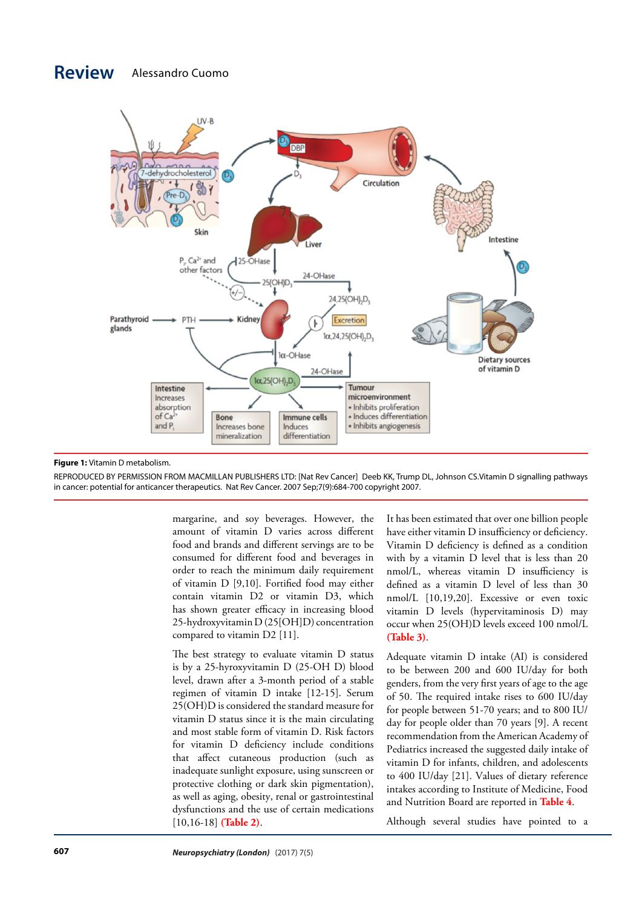**Figure 1:** Vitamin D metabolism.

REPRODUCED BY PERMISSION FROM MACMILLAN PUBLISHERS LTD: [Nat Rev Cancer] Deeb KK, Trump DL, Johnson CS.Vitamin D signalling pathways in cancer: potential for anticancer therapeutics. Nat Rev Cancer. 2007 Sep;7(9):684-700 copyright 2007.

margarine, and soy beverages. However, the amount of vitamin D varies across different food and brands and different servings are to be consumed for different food and beverages in order to reach the minimum daily requirement of vitamin D [9,10]. Fortified food may either contain vitamin D2 or vitamin D3, which has shown greater efficacy in increasing blood 25-hydroxyvitamin D (25[OH]D) concentration compared to vitamin D2 [11].

The best strategy to evaluate vitamin D status is by a 25-hyroxyvitamin D (25-OH D) blood level, drawn after a 3-month period of a stable regimen of vitamin D intake [12-15]. Serum 25(OH)D is considered the standard measure for vitamin D status since it is the main circulating and most stable form of vitamin D. Risk factors for vitamin D deficiency include conditions that affect cutaneous production (such as inadequate sunlight exposure, using sunscreen or protective clothing or dark skin pigmentation), as well as aging, obesity, renal or gastrointestinal dysfunctions and the use of certain medications [10,16-18] **(Table 2)**.

It has been estimated that over one billion people have either vitamin D insufficiency or deficiency. Vitamin D deficiency is defined as a condition with by a vitamin D level that is less than 20 nmol/L, whereas vitamin D insufficiency is defined as a vitamin D level of less than 30 nmol/L [10,19,20]. Excessive or even toxic vitamin D levels (hypervitaminosis D) may occur when 25(OH)D levels exceed 100 nmol/L **(Table 3)**.

Adequate vitamin D intake (AI) is considered to be between 200 and 600 IU/day for both genders, from the very first years of age to the age of 50. The required intake rises to 600 IU/day for people between 51-70 years; and to 800 IU/day for people older than 70 years [9]. A recent recommendation from the American Academy of Pediatrics increased the suggested daily intake of vitamin D for infants, children, and adolescents to 400 IU/day [21]. Values of dietary reference intakes according to Institute of Medicine, Food and Nutrition Board are reported in **Table 4**.

Although several studies have pointed to a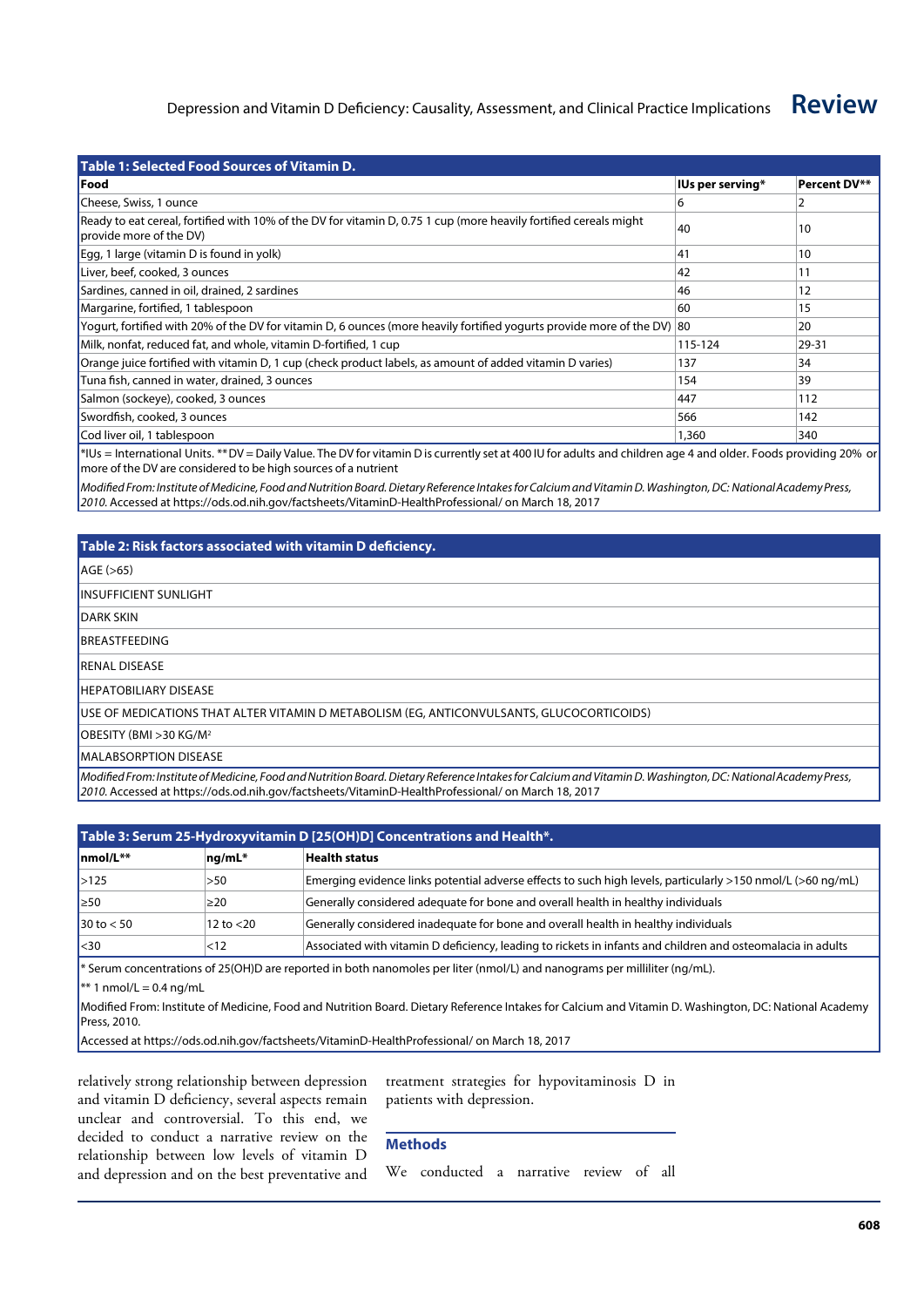**Table 1: Selected Food Sources of Vitamin D.**

| Food | IUs per serving* | Percent DV** |
|---|---|---|
| Cheese, Swiss, 1 ounce | 6 | 2 |
| Ready to eat cereal, fortified with 10% of the DV for vitamin D, 0.75 1 cup (more heavily fortified cereals might provide more of the DV) | 40 | 10 |
| Egg, 1 large (vitamin D is found in yolk) | 41 | 10 |
| Liver, beef, cooked, 3 ounces | 42 | 11 |
| Sardines, canned in oil, drained, 2 sardines | 46 | 12 |
| Margarine, fortified, 1 tablespoon | 60 | 15 |
| Yogurt, fortified with 20% of the DV for vitamin D, 6 ounces (more heavily fortified yogurts provide more of the DV) | 80 | 20 |
| Milk, nonfat, reduced fat, and whole, vitamin D-fortified, 1 cup | 115-124 | 29-31 |
| Orange juice fortified with vitamin D, 1 cup (check product labels, as amount of added vitamin D varies) | 137 | 34 |
| Tuna fish, canned in water, drained, 3 ounces | 154 | 39 |
| Salmon (sockeye), cooked, 3 ounces | 447 | 112 |
| Swordfish, cooked, 3 ounces | 566 | 142 |
| Cod liver oil, 1 tablespoon | 1,360 | 340 |

*IUs = International Units. ** DV = Daily Value. The DV for vitamin D is currently set at 400 IU for adults and children age 4 and older. Foods providing 20% or more of the DV are considered to be high sources of a nutrient

*Modified From: Institute of Medicine, Food and Nutrition Board. Dietary Reference Intakes for Calcium and Vitamin D. Washington, DC: National Academy Press, 2010.* Accessed at https://ods.od.nih.gov/factsheets/VitaminD-HealthProfessional/ on March 18, 2017

**Table 2: Risk factors associated with vitamin D deficiency.**

| Risk factor |
|---|
| AGE (>65) |
| INSUFFICIENT SUNLIGHT |
| DARK SKIN |
| BREASTFEEDING |
| RENAL DISEASE |
| HEPATOBILIARY DISEASE |
| USE OF MEDICATIONS THAT ALTER VITAMIN D METABOLISM (EG, ANTICONVULSANTS, GLUCOCORTICOIDS) |
| OBESITY (BMI >30 KG/M$^2$ |
| MALABSORPTION DISEASE |

*Modified From: Institute of Medicine, Food and Nutrition Board. Dietary Reference Intakes for Calcium and Vitamin D. Washington, DC: National Academy Press, 2010.* Accessed at https://ods.od.nih.gov/factsheets/VitaminD-HealthProfessional/ on March 18, 2017

**Table 3: Serum 25-Hydroxyvitamin D [25(OH)D] Concentrations and Health*.**

| nmol/L** | ng/mL* | Health status |
|---|---|---|
| >125 | >50 | Emerging evidence links potential adverse effects to such high levels, particularly >150 nmol/L (>60 ng/mL) |
| ≥50 | ≥20 | Generally considered adequate for bone and overall health in healthy individuals |
| 30 to < 50 | 12 to <20 | Generally considered inadequate for bone and overall health in healthy individuals |
| <30 | <12 | Associated with vitamin D deficiency, leading to rickets in infants and children and osteomalacia in adults |

* Serum concentrations of 25(OH)D are reported in both nanomoles per liter (nmol/L) and nanograms per milliliter (ng/mL).

** 1 nmol/L = 0.4 ng/mL

Modified From: Institute of Medicine, Food and Nutrition Board. Dietary Reference Intakes for Calcium and Vitamin D. Washington, DC: National Academy Press, 2010.

Accessed at https://ods.od.nih.gov/factsheets/VitaminD-HealthProfessional/ on March 18, 2017

relatively strong relationship between depression and vitamin D deficiency, several aspects remain unclear and controversial. To this end, we decided to conduct a narrative review on the relationship between low levels of vitamin D and depression and on the best preventative and treatment strategies for hypovitaminosis D in patients with depression.

## Methods

We conducted a narrative review of all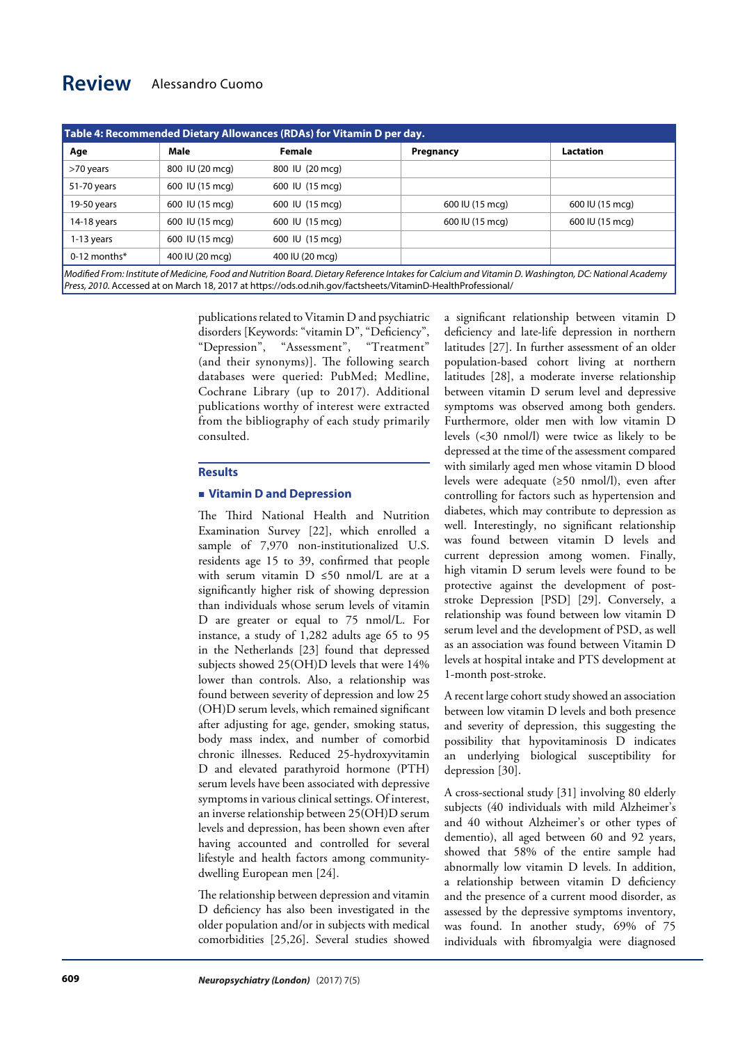**Table 4: Recommended Dietary Allowances (RDAs) for Vitamin D per day.**

| Age | Male | Female | Pregnancy | Lactation |
|---|---|---|---|---|
| >70 years | 800 IU (20 mcg) | 800 IU (20 mcg) | | |
| 51-70 years | 600 IU (15 mcg) | 600 IU (15 mcg) | | |
| 19-50 years | 600 IU (15 mcg) | 600 IU (15 mcg) | 600 IU (15 mcg) | 600 IU (15 mcg) |
| 14-18 years | 600 IU (15 mcg) | 600 IU (15 mcg) | 600 IU (15 mcg) | 600 IU (15 mcg) |
| 1-13 years | 600 IU (15 mcg) | 600 IU (15 mcg) | | |
| 0-12 months* | 400 IU (20 mcg) | 400 IU (20 mcg) | | |

*Modified From: Institute of Medicine, Food and Nutrition Board. Dietary Reference Intakes for Calcium and Vitamin D. Washington, DC: National Academy Press, 2010.* Accessed at on March 18, 2017 at https://ods.od.nih.gov/factsheets/VitaminD-HealthProfessional/

publications related to Vitamin D and psychiatric disorders [Keywords: "vitamin D", "Deficiency", "Depression", "Assessment", "Treatment" (and their synonyms)]. The following search databases were queried: PubMed; Medline, Cochrane Library (up to 2017). Additional publications worthy of interest were extracted from the bibliography of each study primarily consulted.

## Results

### Vitamin D and Depression

The Third National Health and Nutrition Examination Survey [22], which enrolled a sample of 7,970 non-institutionalized U.S. residents age 15 to 39, confirmed that people with serum vitamin D ≤50 nmol/L are at a significantly higher risk of showing depression than individuals whose serum levels of vitamin D are greater or equal to 75 nmol/L. For instance, a study of 1,282 adults age 65 to 95 in the Netherlands [23] found that depressed subjects showed 25(OH)D levels that were 14% lower than controls. Also, a relationship was found between severity of depression and low 25 (OH)D serum levels, which remained significant after adjusting for age, gender, smoking status, body mass index, and number of comorbid chronic illnesses. Reduced 25-hydroxyvitamin D and elevated parathyroid hormone (PTH) serum levels have been associated with depressive symptoms in various clinical settings. Of interest, an inverse relationship between 25(OH)D serum levels and depression, has been shown even after having accounted and controlled for several lifestyle and health factors among community-dwelling European men [24].

The relationship between depression and vitamin D deficiency has also been investigated in the older population and/or in subjects with medical comorbidities [25,26]. Several studies showed a significant relationship between vitamin D deficiency and late-life depression in northern latitudes [27]. In further assessment of an older population-based cohort living at northern latitudes [28], a moderate inverse relationship between vitamin D serum level and depressive symptoms was observed among both genders. Furthermore, older men with low vitamin D levels (<30 nmol/l) were twice as likely to be depressed at the time of the assessment compared with similarly aged men whose vitamin D blood levels were adequate (≥50 nmol/l), even after controlling for factors such as hypertension and diabetes, which may contribute to depression as well. Interestingly, no significant relationship was found between vitamin D levels and current depression among women. Finally, high vitamin D serum levels were found to be protective against the development of post-stroke Depression [PSD] [29]. Conversely, a relationship was found between low vitamin D serum level and the development of PSD, as well as an association was found between Vitamin D levels at hospital intake and PTS development at 1-month post-stroke.

A recent large cohort study showed an association between low vitamin D levels and both presence and severity of depression, this suggesting the possibility that hypovitaminosis D indicates an underlying biological susceptibility for depression [30].

A cross-sectional study [31] involving 80 elderly subjects (40 individuals with mild Alzheimer's and 40 without Alzheimer's or other types of dementio), all aged between 60 and 92 years, showed that 58% of the entire sample had abnormally low vitamin D levels. In addition, a relationship between vitamin D deficiency and the presence of a current mood disorder, as assessed by the depressive symptoms inventory, was found. In another study, 69% of 75 individuals with fibromyalgia were diagnosed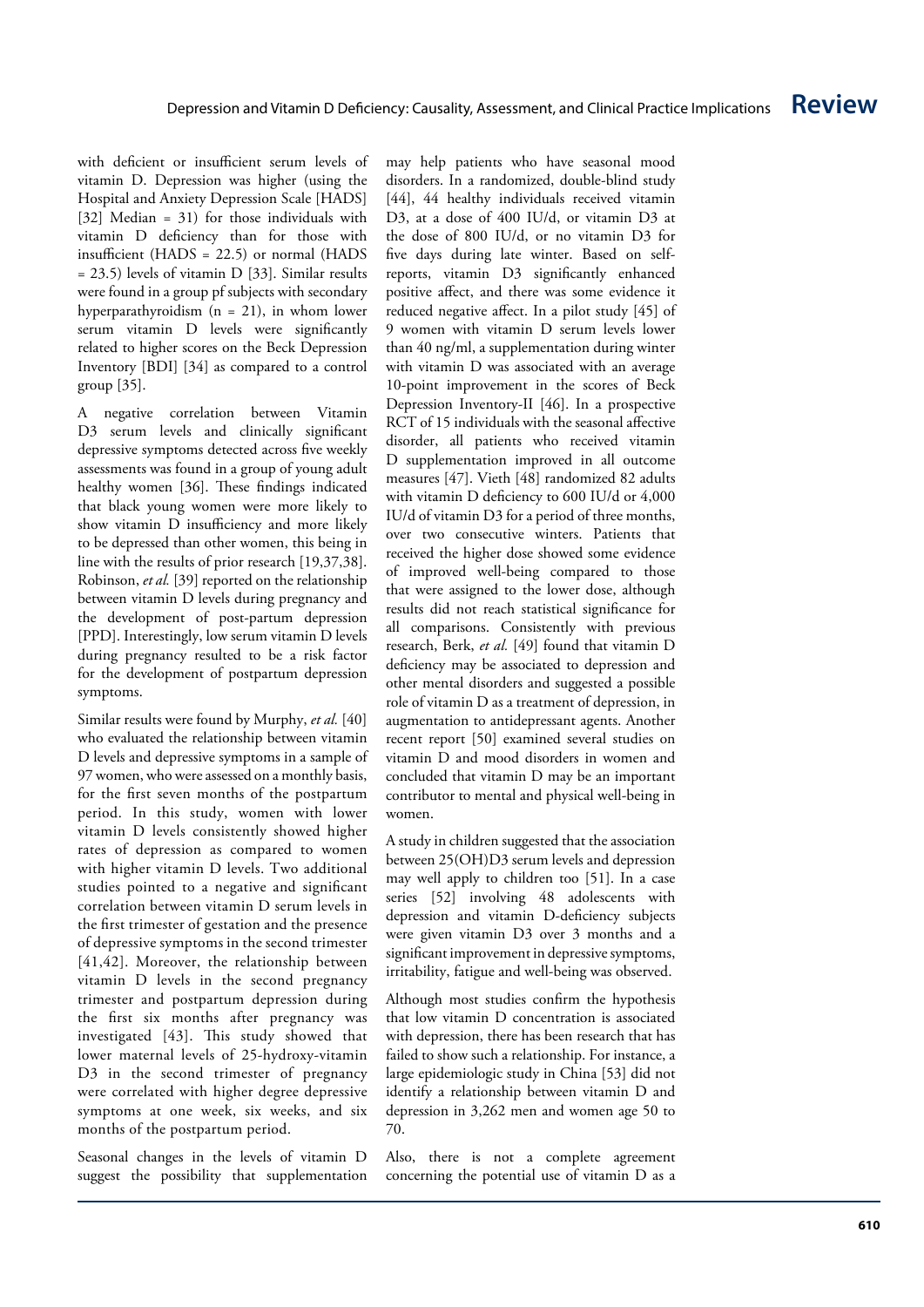with deficient or insufficient serum levels of vitamin D. Depression was higher (using the Hospital and Anxiety Depression Scale [HADS] [32] Median = 31) for those individuals with vitamin D deficiency than for those with insufficient (HADS = 22.5) or normal (HADS = 23.5) levels of vitamin D [33]. Similar results were found in a group pf subjects with secondary hyperparathyroidism (n = 21), in whom lower serum vitamin D levels were significantly related to higher scores on the Beck Depression Inventory [BDI] [34] as compared to a control group [35].

A negative correlation between Vitamin D3 serum levels and clinically significant depressive symptoms detected across five weekly assessments was found in a group of young adult healthy women [36]. These findings indicated that black young women were more likely to show vitamin D insufficiency and more likely to be depressed than other women, this being in line with the results of prior research [19,37,38]. Robinson, *et al.* [39] reported on the relationship between vitamin D levels during pregnancy and the development of post-partum depression [PPD]. Interestingly, low serum vitamin D levels during pregnancy resulted to be a risk factor for the development of postpartum depression symptoms.

Similar results were found by Murphy, *et al.* [40] who evaluated the relationship between vitamin D levels and depressive symptoms in a sample of 97 women, who were assessed on a monthly basis, for the first seven months of the postpartum period. In this study, women with lower vitamin D levels consistently showed higher rates of depression as compared to women with higher vitamin D levels. Two additional studies pointed to a negative and significant correlation between vitamin D serum levels in the first trimester of gestation and the presence of depressive symptoms in the second trimester [41,42]. Moreover, the relationship between vitamin D levels in the second pregnancy trimester and postpartum depression during the first six months after pregnancy was investigated [43]. This study showed that lower maternal levels of 25-hydroxy-vitamin D3 in the second trimester of pregnancy were correlated with higher degree depressive symptoms at one week, six weeks, and six months of the postpartum period.

Seasonal changes in the levels of vitamin D suggest the possibility that supplementation may help patients who have seasonal mood disorders. In a randomized, double-blind study [44], 44 healthy individuals received vitamin D3, at a dose of 400 IU/d, or vitamin D3 at the dose of 800 IU/d, or no vitamin D3 for five days during late winter. Based on self-reports, vitamin D3 significantly enhanced positive affect, and there was some evidence it reduced negative affect. In a pilot study [45] of 9 women with vitamin D serum levels lower than 40 ng/ml, a supplementation during winter with vitamin D was associated with an average 10-point improvement in the scores of Beck Depression Inventory-II [46]. In a prospective RCT of 15 individuals with the seasonal affective disorder, all patients who received vitamin D supplementation improved in all outcome measures [47]. Vieth [48] randomized 82 adults with vitamin D deficiency to 600 IU/d or 4,000 IU/d of vitamin D3 for a period of three months, over two consecutive winters. Patients that received the higher dose showed some evidence of improved well-being compared to those that were assigned to the lower dose, although results did not reach statistical significance for all comparisons. Consistently with previous research, Berk, *et al.* [49] found that vitamin D deficiency may be associated to depression and other mental disorders and suggested a possible role of vitamin D as a treatment of depression, in augmentation to antidepressant agents. Another recent report [50] examined several studies on vitamin D and mood disorders in women and concluded that vitamin D may be an important contributor to mental and physical well-being in women.

A study in children suggested that the association between 25(OH)D3 serum levels and depression may well apply to children too [51]. In a case series [52] involving 48 adolescents with depression and vitamin D-deficiency subjects were given vitamin D3 over 3 months and a significant improvement in depressive symptoms, irritability, fatigue and well-being was observed.

Although most studies confirm the hypothesis that low vitamin D concentration is associated with depression, there has been research that has failed to show such a relationship. For instance, a large epidemiologic study in China [53] did not identify a relationship between vitamin D and depression in 3,262 men and women age 50 to 70.

Also, there is not a complete agreement concerning the potential use of vitamin D as a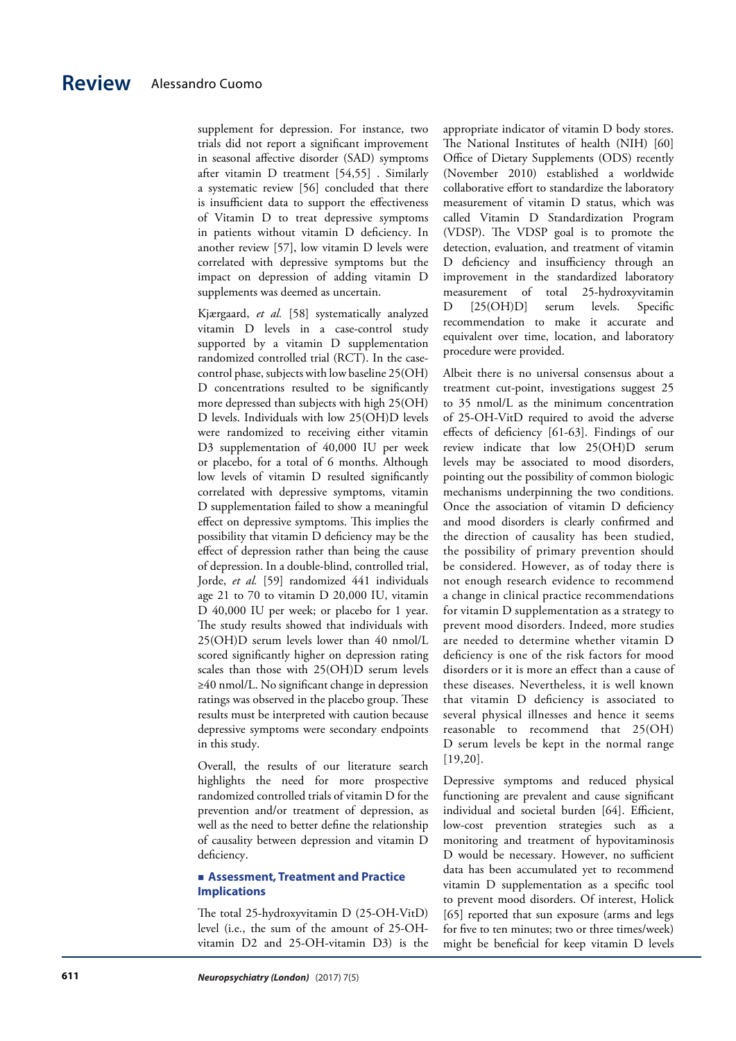supplement for depression. For instance, two trials did not report a significant improvement in seasonal affective disorder (SAD) symptoms after vitamin D treatment [54,55] . Similarly a systematic review [56] concluded that there is insufficient data to support the effectiveness of Vitamin D to treat depressive symptoms in patients without vitamin D deficiency. In another review [57], low vitamin D levels were correlated with depressive symptoms but the impact on depression of adding vitamin D supplements was deemed as uncertain.

Kjærgaard, *et al.* [58] systematically analyzed vitamin D levels in a case-control study supported by a vitamin D supplementation randomized controlled trial (RCT). In the case-control phase, subjects with low baseline 25(OH) D concentrations resulted to be significantly more depressed than subjects with high 25(OH) D levels. Individuals with low 25(OH)D levels were randomized to receiving either vitamin D3 supplementation of 40,000 IU per week or placebo, for a total of 6 months. Although low levels of vitamin D resulted significantly correlated with depressive symptoms, vitamin D supplementation failed to show a meaningful effect on depressive symptoms. This implies the possibility that vitamin D deficiency may be the effect of depression rather than being the cause of depression. In a double-blind, controlled trial, Jorde, *et al.* [59] randomized 441 individuals age 21 to 70 to vitamin D 20,000 IU, vitamin D 40,000 IU per week; or placebo for 1 year. The study results showed that individuals with 25(OH)D serum levels lower than 40 nmol/L scored significantly higher on depression rating scales than those with 25(OH)D serum levels ≥40 nmol/L. No significant change in depression ratings was observed in the placebo group. These results must be interpreted with caution because depressive symptoms were secondary endpoints in this study.

Overall, the results of our literature search highlights the need for more prospective randomized controlled trials of vitamin D for the prevention and/or treatment of depression, as well as the need to better define the relationship of causality between depression and vitamin D deficiency.

## Assessment, Treatment and Practice Implications

The total 25-hydroxyvitamin D (25-OH-VitD) level (i.e., the sum of the amount of 25-OH-vitamin D2 and 25-OH-vitamin D3) is the appropriate indicator of vitamin D body stores. The National Institutes of health (NIH) [60] Office of Dietary Supplements (ODS) recently (November 2010) established a worldwide collaborative effort to standardize the laboratory measurement of vitamin D status, which was called Vitamin D Standardization Program (VDSP). The VDSP goal is to promote the detection, evaluation, and treatment of vitamin D deficiency and insufficiency through an improvement in the standardized laboratory measurement of total 25-hydroxyvitamin D [25(OH)D] serum levels. Specific recommendation to make it accurate and equivalent over time, location, and laboratory procedure were provided.

Albeit there is no universal consensus about a treatment cut-point, investigations suggest 25 to 35 nmol/L as the minimum concentration of 25-OH-VitD required to avoid the adverse effects of deficiency [61-63]. Findings of our review indicate that low 25(OH)D serum levels may be associated to mood disorders, pointing out the possibility of common biologic mechanisms underpinning the two conditions. Once the association of vitamin D deficiency and mood disorders is clearly confirmed and the direction of causality has been studied, the possibility of primary prevention should be considered. However, as of today there is not enough research evidence to recommend a change in clinical practice recommendations for vitamin D supplementation as a strategy to prevent mood disorders. Indeed, more studies are needed to determine whether vitamin D deficiency is one of the risk factors for mood disorders or it is more an effect than a cause of these diseases. Nevertheless, it is well known that vitamin D deficiency is associated to several physical illnesses and hence it seems reasonable to recommend that 25(OH) D serum levels be kept in the normal range [19,20].

Depressive symptoms and reduced physical functioning are prevalent and cause significant individual and societal burden [64]. Efficient, low-cost prevention strategies such as a monitoring and treatment of hypovitaminosis D would be necessary. However, no sufficient data has been accumulated yet to recommend vitamin D supplementation as a specific tool to prevent mood disorders. Of interest, Holick [65] reported that sun exposure (arms and legs for five to ten minutes; two or three times/week) might be beneficial for keep vitamin D levels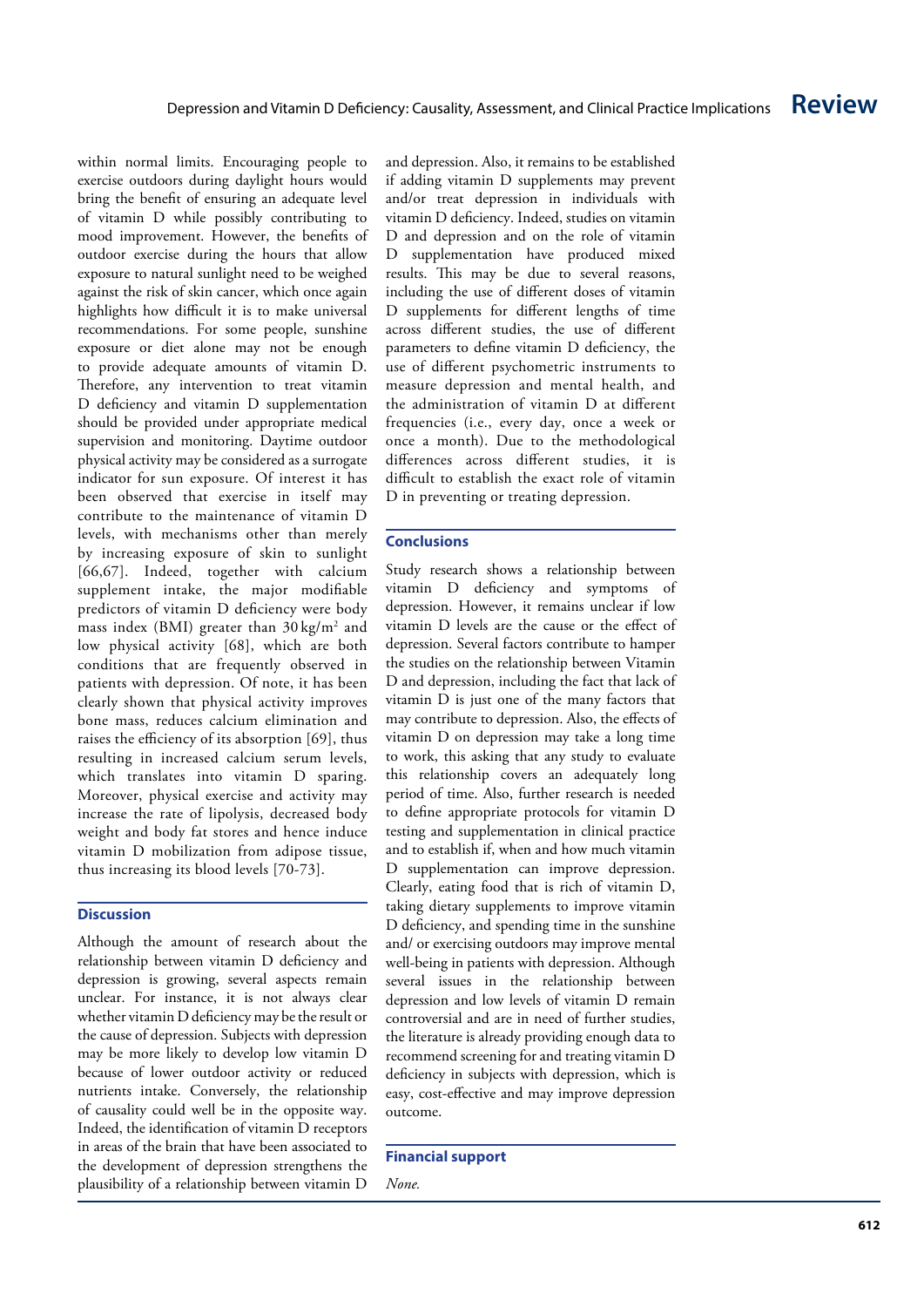within normal limits. Encouraging people to exercise outdoors during daylight hours would bring the benefit of ensuring an adequate level of vitamin D while possibly contributing to mood improvement. However, the benefits of outdoor exercise during the hours that allow exposure to natural sunlight need to be weighed against the risk of skin cancer, which once again highlights how difficult it is to make universal recommendations. For some people, sunshine exposure or diet alone may not be enough to provide adequate amounts of vitamin D. Therefore, any intervention to treat vitamin D deficiency and vitamin D supplementation should be provided under appropriate medical supervision and monitoring. Daytime outdoor physical activity may be considered as a surrogate indicator for sun exposure. Of interest it has been observed that exercise in itself may contribute to the maintenance of vitamin D levels, with mechanisms other than merely by increasing exposure of skin to sunlight [66,67]. Indeed, together with calcium supplement intake, the major modifiable predictors of vitamin D deficiency were body mass index (BMI) greater than 30 kg/m$^2$ and low physical activity [68], which are both conditions that are frequently observed in patients with depression. Of note, it has been clearly shown that physical activity improves bone mass, reduces calcium elimination and raises the efficiency of its absorption [69], thus resulting in increased calcium serum levels, which translates into vitamin D sparing. Moreover, physical exercise and activity may increase the rate of lipolysis, decreased body weight and body fat stores and hence induce vitamin D mobilization from adipose tissue, thus increasing its blood levels [70-73].

## Discussion

Although the amount of research about the relationship between vitamin D deficiency and depression is growing, several aspects remain unclear. For instance, it is not always clear whether vitamin D deficiency may be the result or the cause of depression. Subjects with depression may be more likely to develop low vitamin D because of lower outdoor activity or reduced nutrients intake. Conversely, the relationship of causality could well be in the opposite way. Indeed, the identification of vitamin D receptors in areas of the brain that have been associated to the development of depression strengthens the plausibility of a relationship between vitamin D and depression. Also, it remains to be established if adding vitamin D supplements may prevent and/or treat depression in individuals with vitamin D deficiency. Indeed, studies on vitamin D and depression and on the role of vitamin D supplementation have produced mixed results. This may be due to several reasons, including the use of different doses of vitamin D supplements for different lengths of time across different studies, the use of different parameters to define vitamin D deficiency, the use of different psychometric instruments to measure depression and mental health, and the administration of vitamin D at different frequencies (i.e., every day, once a week or once a month). Due to the methodological differences across different studies, it is difficult to establish the exact role of vitamin D in preventing or treating depression.

## Conclusions

Study research shows a relationship between vitamin D deficiency and symptoms of depression. However, it remains unclear if low vitamin D levels are the cause or the effect of depression. Several factors contribute to hamper the studies on the relationship between Vitamin D and depression, including the fact that lack of vitamin D is just one of the many factors that may contribute to depression. Also, the effects of vitamin D on depression may take a long time to work, this asking that any study to evaluate this relationship covers an adequately long period of time. Also, further research is needed to define appropriate protocols for vitamin D testing and supplementation in clinical practice and to establish if, when and how much vitamin D supplementation can improve depression. Clearly, eating food that is rich of vitamin D, taking dietary supplements to improve vitamin D deficiency, and spending time in the sunshine and/ or exercising outdoors may improve mental well-being in patients with depression. Although several issues in the relationship between depression and low levels of vitamin D remain controversial and are in need of further studies, the literature is already providing enough data to recommend screening for and treating vitamin D deficiency in subjects with depression, which is easy, cost-effective and may improve depression outcome.

## Financial support

*None.*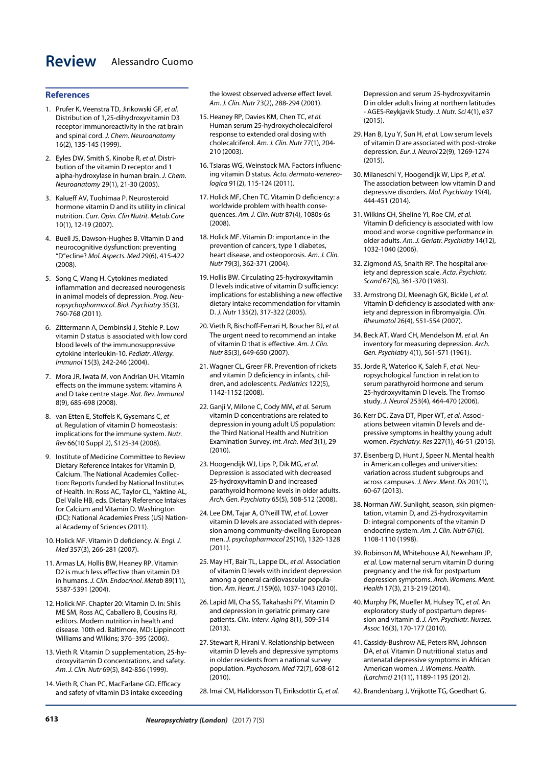## References

1. Prufer K, Veenstra TD, Jirikowski GF, *et al.* Distribution of 1,25-dihydroxyvitamin D3 receptor immunoreactivity in the rat brain and spinal cord. *J. Chem. Neuroanatomy* 16(2), 135-145 (1999).

2. Eyles DW, Smith S, Kinobe R, *et al.* Distribution of the vitamin D receptor and 1 alpha-hydroxylase in human brain. *J. Chem. Neuroanatomy* 29(1), 21-30 (2005).

3. Kalueff AV, Tuohimaa P. Neurosteroid hormone vitamin D and its utility in clinical nutrition. *Curr. Opin. Clin Nutrit. Metab.Care* 10(1), 12-19 (2007).

4. Buell JS, Dawson-Hughes B. Vitamin D and neurocognitive dysfunction: preventing "D"ecline? *Mol. Aspects. Med* 29(6), 415-422 (2008).

5. Song C, Wang H. Cytokines mediated inflammation and decreased neurogenesis in animal models of depression. *Prog. Neuropsychopharmacol. Biol. Psychiatry* 35(3), 760-768 (2011).

6. Zittermann A, Dembinski J, Stehle P. Low vitamin D status is associated with low cord blood levels of the immunosuppressive cytokine interleukin-10. *Pediatr. Allergy. Immunol* 15(3), 242-246 (2004).

7. Mora JR, Iwata M, von Andrian UH. Vitamin effects on the immune system: vitamins A and D take centre stage. *Nat. Rev. Immunol* 8(9), 685-698 (2008).

8. van Etten E, Stoffels K, Gysemans C, *et al.* Regulation of vitamin D homeostasis: implications for the immune system. *Nutr. Rev* 66(10 Suppl 2), S125-34 (2008).

9. Institute of Medicine Committee to Review Dietary Reference Intakes for Vitamin D, Calcium. The National Academies Collection: Reports funded by National Institutes of Health. In: Ross AC, Taylor CL, Yaktine AL, Del Valle HB, eds. Dietary Reference Intakes for Calcium and Vitamin D. Washington (DC): National Academies Press (US) National Academy of Sciences (2011).

10. Holick MF. Vitamin D deficiency. *N. Engl. J. Med* 357(3), 266-281 (2007).

11. Armas LA, Hollis BW, Heaney RP. Vitamin D2 is much less effective than vitamin D3 in humans. *J. Clin. Endocrinol. Metab* 89(11), 5387-5391 (2004).

12. Holick MF. Chapter 20: Vitamin D. In: Shils ME SM, Ross AC, Caballero B, Cousins RJ, editors. Modern nutrition in health and disease. 10th ed. Baltimore, MD: Lippincott Williams and Wilkins; 376–395 (2006).

13. Vieth R. Vitamin D supplementation, 25-hydroxyvitamin D concentrations, and safety. *Am. J. Clin. Nutr* 69(5), 842-856 (1999).

14. Vieth R, Chan PC, MacFarlane GD. Efficacy and safety of vitamin D3 intake exceeding the lowest observed adverse effect level. *Am. J. Clin. Nutr* 73(2), 288-294 (2001).

15. Heaney RP, Davies KM, Chen TC, *et al.* Human serum 25-hydroxycholecalciferol response to extended oral dosing with cholecalciferol. *Am. J. Clin. Nutr* 77(1), 204-210 (2003).

16. Tsiaras WG, Weinstock MA. Factors influencing vitamin D status. *Acta. dermato-venereologica* 91(2), 115-124 (2011).

17. Holick MF, Chen TC. Vitamin D deficiency: a worldwide problem with health consequences. *Am. J. Clin. Nutr* 87(4), 1080s-6s (2008).

18. Holick MF. Vitamin D: importance in the prevention of cancers, type 1 diabetes, heart disease, and osteoporosis. *Am. J. Clin. Nutr* 79(3), 362-371 (2004).

19. Hollis BW. Circulating 25-hydroxyvitamin D levels indicative of vitamin D sufficiency: implications for establishing a new effective dietary intake recommendation for vitamin D. *J. Nutr* 135(2), 317-322 (2005).

20. Vieth R, Bischoff-Ferrari H, Boucher BJ, *et al.* The urgent need to recommend an intake of vitamin D that is effective. *Am. J. Clin. Nutr* 85(3), 649-650 (2007).

21. Wagner CL, Greer FR. Prevention of rickets and vitamin D deficiency in infants, children, and adolescents. *Pediatrics* 122(5), 1142-1152 (2008).

22. Ganji V, Milone C, Cody MM, *et al.* Serum vitamin D concentrations are related to depression in young adult US population: the Third National Health and Nutrition Examination Survey. *Int. Arch. Med* 3(1), 29 (2010).

23. Hoogendijk WJ, Lips P, Dik MG, *et al.* Depression is associated with decreased 25-hydroxyvitamin D and increased parathyroid hormone levels in older adults. *Arch. Gen. Psychiatry* 65(5), 508-512 (2008).

24. Lee DM, Tajar A, O'Neill TW, *et al.* Lower vitamin D levels are associated with depression among community-dwelling European men. *J. psychopharmacol* 25(10), 1320-1328 (2011).

25. May HT, Bair TL, Lappe DL, *et al.* Association of vitamin D levels with incident depression among a general cardiovascular population. *Am. Heart. J* 159(6), 1037-1043 (2010).

26. Lapid MI, Cha SS, Takahashi PY. Vitamin D and depression in geriatric primary care patients. *Clin. Interv. Aging* 8(1), 509-514 (2013).

27. Stewart R, Hirani V. Relationship between vitamin D levels and depressive symptoms in older residents from a national survey population. *Psychosom. Med* 72(7), 608-612 (2010).

28. Imai CM, Halldorsson TI, Eiriksdottir G, *et al.* Depression and serum 25-hydroxyvitamin D in older adults living at northern latitudes - AGES-Reykjavik Study. *J. Nutr. Sci* 4(1), e37 (2015).

29. Han B, Lyu Y, Sun H, *et al.* Low serum levels of vitamin D are associated with post-stroke depression. *Eur. J. Neurol* 22(9), 1269-1274 (2015).

30. Milaneschi Y, Hoogendijk W, Lips P, *et al.* The association between low vitamin D and depressive disorders. *Mol. Psychiatry* 19(4), 444-451 (2014).

31. Wilkins CH, Sheline YI, Roe CM, *et al.* Vitamin D deficiency is associated with low mood and worse cognitive performance in older adults. *Am. J. Geriatr. Psychiatry* 14(12), 1032-1040 (2006).

32. Zigmond AS, Snaith RP. The hospital anxiety and depression scale. *Acta. Psychiatr. Scand* 67(6), 361-370 (1983).

33. Armstrong DJ, Meenagh GK, Bickle I, *et al.* Vitamin D deficiency is associated with anxiety and depression in fibromyalgia. *Clin. Rheumatol* 26(4), 551-554 (2007).

34. Beck AT, Ward CH, Mendelson M, *et al.* An inventory for measuring depression. *Arch. Gen. Psychiatry* 4(1), 561-571 (1961).

35. Jorde R, Waterloo K, Saleh F, *et al.* Neuropsychological function in relation to serum parathyroid hormone and serum 25-hydroxyvitamin D levels. The Tromso study. *J. Neurol* 253(4), 464-470 (2006).

36. Kerr DC, Zava DT, Piper WT, *et al.* Associations between vitamin D levels and depressive symptoms in healthy young adult women. *Psychiatry. Res* 227(1), 46-51 (2015).

37. Eisenberg D, Hunt J, Speer N. Mental health in American colleges and universities: variation across student subgroups and across campuses. *J. Nerv. Ment. Dis* 201(1), 60-67 (2013).

38. Norman AW. Sunlight, season, skin pigmentation, vitamin D, and 25-hydroxyvitamin D: integral components of the vitamin D endocrine system. *Am. J. Clin. Nutr* 67(6), 1108-1110 (1998).

39. Robinson M, Whitehouse AJ, Newnham JP, *et al.* Low maternal serum vitamin D during pregnancy and the risk for postpartum depression symptoms. *Arch. Womens. Ment. Health* 17(3), 213-219 (2014).

40. Murphy PK, Mueller M, Hulsey TC, *et al.* An exploratory study of postpartum depression and vitamin d. *J. Am. Psychiatr. Nurses. Assoc* 16(3), 170-177 (2010).

41. Cassidy-Bushrow AE, Peters RM, Johnson DA, *et al.* Vitamin D nutritional status and antenatal depressive symptoms in African American women. *J. Womens. Health. (Larchmt)* 21(11), 1189-1195 (2012).

42. Brandenbarg J, Vrijkotte TG, Goedhart G,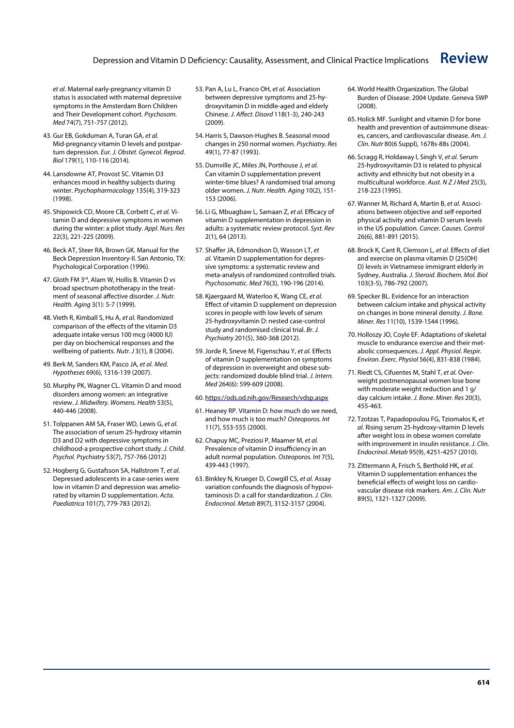*et al.* Maternal early-pregnancy vitamin D status is associated with maternal depressive symptoms in the Amsterdam Born Children and Their Development cohort. *Psychosom. Med* 74(7), 751-757 (2012).

43. Gur EB, Gokduman A, Turan GA, *et al.* Mid-pregnancy vitamin D levels and postpartum depression. *Eur. J. Obstet. Gynecol. Reprod. Biol* 179(1), 110-116 (2014).

44. Lansdowne AT, Provost SC. Vitamin D3 enhances mood in healthy subjects during winter. *Psychopharmacology* 135(4), 319-323 (1998).

45. Shipowick CD, Moore CB, Corbett C, *et al.* Vitamin D and depressive symptoms in women during the winter: a pilot study. *Appl. Nurs. Res* 22(3), 221-225 (2009).

46. Beck AT, Steer RA, Brown GK. Manual for the Beck Depression Inventory-II. San Antonio, TX: Psychological Corporation (1996).

47. Gloth FM 3rd, Alam W, Hollis B. Vitamin D *vs* broad spectrum phototherapy in the treatment of seasonal affective disorder. *J. Nutr. Health. Aging* 3(1): 5-7 (1999).

48. Vieth R, Kimball S, Hu A, *et al.* Randomized comparison of the effects of the vitamin D3 adequate intake versus 100 mcg (4000 IU) per day on biochemical responses and the wellbeing of patients. *Nutr. J* 3(1), 8 (2004).

49. Berk M, Sanders KM, Pasco JA, *et al. Med. Hypotheses* 69(6), 1316-139 (2007).

50. Murphy PK, Wagner CL. Vitamin D and mood disorders among women: an integrative review. *J. Midwifery. Womens. Health* 53(5), 440-446 (2008).

51. Tolppanen AM SA, Fraser WD, Lewis G, *et al.* The association of serum 25-hydroxy vitamin D3 and D2 with depressive symptoms in childhood-a prospective cohort study. *J. Child. Psychol. Psychiatry* 53(7), 757-766 (2012)

52. Hogberg G, Gustafsson SA, Hallstrom T, *et al.* Depressed adolescents in a case-series were low in vitamin D and depression was ameliorated by vitamin D supplementation. *Acta. Paediatrica* 101(7), 779-783 (2012).

53. Pan A, Lu L, Franco OH, *et al.* Association between depressive symptoms and 25-hydroxyvitamin D in middle-aged and elderly Chinese. *J. Affect. Disord* 118(1-3), 240-243 (2009).

54. Harris S, Dawson-Hughes B. Seasonal mood changes in 250 normal women. *Psychiatry. Res* 49(1), 77-87 (1993).

55. Dumville JC, Miles JN, Porthouse J, *et al.* Can vitamin D supplementation prevent winter-time blues? A randomised trial among older women. *J. Nutr. Health. Aging* 10(2), 151-153 (2006).

56. Li G, Mbuagbaw L, Samaan Z, *et al.* Efficacy of vitamin D supplementation in depression in adults: a systematic review protocol. *Syst. Rev* 2(1), 64 (2013).

57. Shaffer JA, Edmondson D, Wasson LT, *et al.* Vitamin D supplementation for depressive symptoms: a systematic review and meta-analysis of randomized controlled trials. *Psychosomatic. Med* 76(3), 190-196 (2014).

58. Kjaergaard M, Waterloo K, Wang CE, *et al.* Effect of vitamin D supplement on depression scores in people with low levels of serum 25-hydroxyvitamin D: nested case-control study and randomised clinical trial. *Br. J. Psychiatry* 201(5), 360-368 (2012).

59. Jorde R, Sneve M, Figenschau Y, *et al.* Effects of vitamin D supplementation on symptoms of depression in overweight and obese subjects: randomized double blind trial. *J. Intern. Med* 264(6): 599-609 (2008).

60. https://ods.od.nih.gov/Research/vdsp.aspx

61. Heaney RP. Vitamin D: how much do we need, and how much is too much? *Osteoporos. Int* 11(7), 553-555 (2000).

62. Chapuy MC, Preziosi P, Maamer M, *et al.* Prevalence of vitamin D insufficiency in an adult normal population. *Osteoporos. Int* 7(5), 439-443 (1997).

63. Binkley N, Krueger D, Cowgill CS, *et al.* Assay variation confounds the diagnosis of hypovitaminosis D: a call for standardization. *J. Clin. Endocrinol. Metab* 89(7), 3152-3157 (2004).

64. World Health Organization. The Global Burden of Disease: 2004 Update. Geneva SWP (2008).

65. Holick MF. Sunlight and vitamin D for bone health and prevention of autoimmune diseases, cancers, and cardiovascular disease. *Am. J. Clin. Nutr* 80(6 Suppl), 1678s-88s (2004).

66. Scragg R, Holdaway I, Singh V, *et al.* Serum 25-hydroxyvitamin D3 is related to physical activity and ethnicity but not obesity in a multicultural workforce. *Aust. N Z J Med* 25(3), 218-223 (1995).

67. Wanner M, Richard A, Martin B, *et al.* Associations between objective and self-reported physical activity and vitamin D serum levels in the US population. *Cancer. Causes. Control* 26(6), 881-891 (2015).

68. Brock K, Cant R, Clemson L, *et al.* Effects of diet and exercise on plasma vitamin D (25(OH) D) levels in Vietnamese immigrant elderly in Sydney, Australia. *J. Steroid. Biochem. Mol. Biol* 103(3-5), 786-792 (2007).

69. Specker BL. Evidence for an interaction between calcium intake and physical activity on changes in bone mineral density. *J. Bone. Miner. Res* 11(10), 1539-1544 (1996).

70. Holloszy JO, Coyle EF. Adaptations of skeletal muscle to endurance exercise and their metabolic consequences. *J. Appl. Physiol. Respir. Environ. Exerc. Physiol* 56(4), 831-838 (1984).

71. Riedt CS, Cifuentes M, Stahl T, *et al.* Overweight postmenopausal women lose bone with moderate weight reduction and 1 g/day calcium intake. *J. Bone. Miner. Res* 20(3), 455-463.

72. Tzotzas T, Papadopoulou FG, Tziomalos K, *et al.* Rising serum 25-hydroxy-vitamin D levels after weight loss in obese women correlate with improvement in insulin resistance. *J. Clin. Endocrinol. Metab* 95(9), 4251-4257 (2010).

73. Zittermann A, Frisch S, Berthold HK, *et al.* Vitamin D supplementation enhances the beneficial effects of weight loss on cardiovascular disease risk markers. *Am. J. Clin. Nutr* 89(5), 1321-1327 (2009).